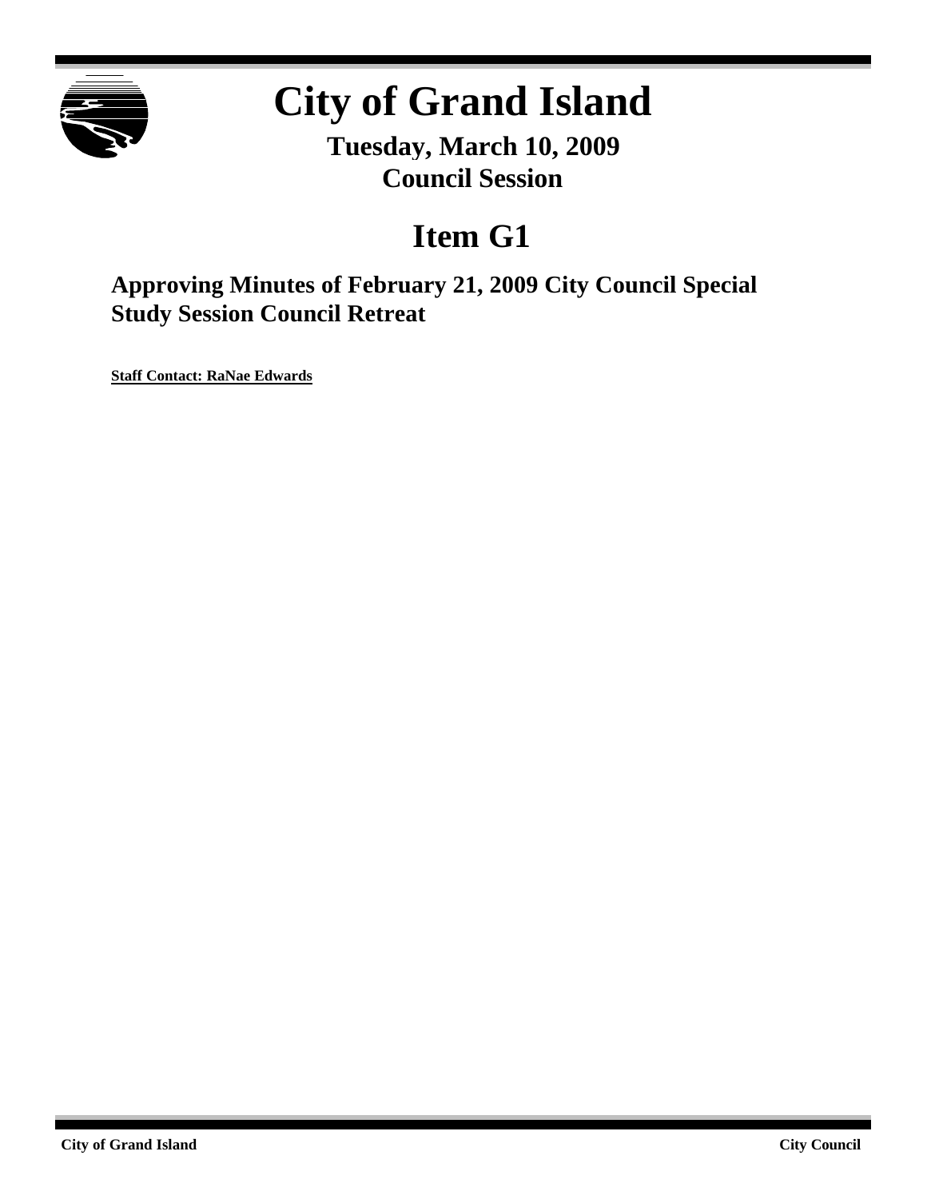# City of Grand Island

**Tuesday, March 10, 2009**
**Council Session**

## Item G1

### Approving Minutes of February 21, 2009 City Council Special Study Session Council Retreat

**Staff Contact: RaNae Edwards**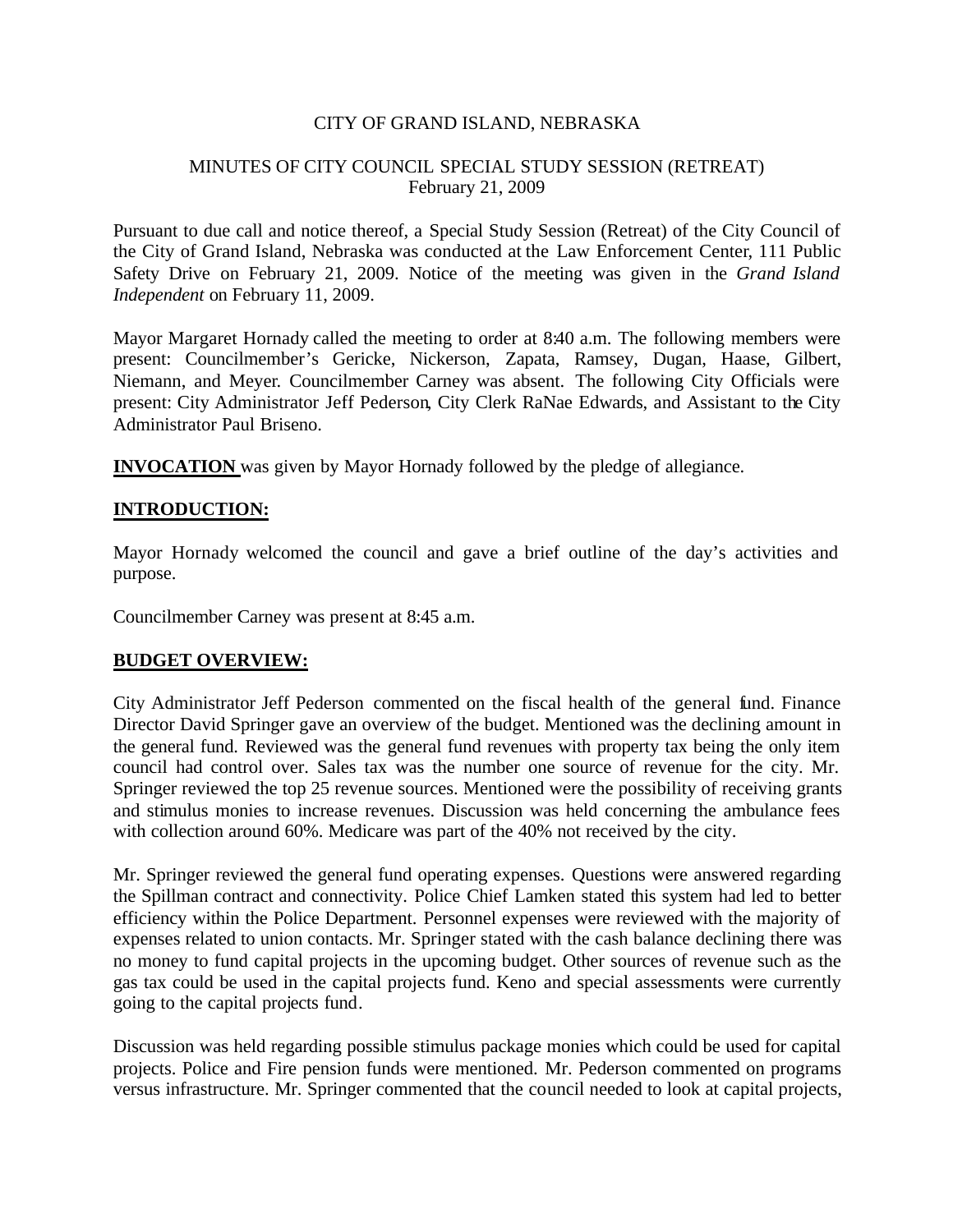CITY OF GRAND ISLAND, NEBRASKA

MINUTES OF CITY COUNCIL SPECIAL STUDY SESSION (RETREAT)
February 21, 2009

Pursuant to due call and notice thereof, a Special Study Session (Retreat) of the City Council of the City of Grand Island, Nebraska was conducted at the Law Enforcement Center, 111 Public Safety Drive on February 21, 2009. Notice of the meeting was given in the *Grand Island Independent* on February 11, 2009.

Mayor Margaret Hornady called the meeting to order at 8:40 a.m. The following members were present: Councilmember's Gericke, Nickerson, Zapata, Ramsey, Dugan, Haase, Gilbert, Niemann, and Meyer. Councilmember Carney was absent. The following City Officials were present: City Administrator Jeff Pederson, City Clerk RaNae Edwards, and Assistant to the City Administrator Paul Briseno.

**INVOCATION** was given by Mayor Hornady followed by the pledge of allegiance.

**INTRODUCTION:**

Mayor Hornady welcomed the council and gave a brief outline of the day's activities and purpose.

Councilmember Carney was present at 8:45 a.m.

**BUDGET OVERVIEW:**

City Administrator Jeff Pederson commented on the fiscal health of the general fund. Finance Director David Springer gave an overview of the budget. Mentioned was the declining amount in the general fund. Reviewed was the general fund revenues with property tax being the only item council had control over. Sales tax was the number one source of revenue for the city. Mr. Springer reviewed the top 25 revenue sources. Mentioned were the possibility of receiving grants and stimulus monies to increase revenues. Discussion was held concerning the ambulance fees with collection around 60%. Medicare was part of the 40% not received by the city.

Mr. Springer reviewed the general fund operating expenses. Questions were answered regarding the Spillman contract and connectivity. Police Chief Lamken stated this system had led to better efficiency within the Police Department. Personnel expenses were reviewed with the majority of expenses related to union contacts. Mr. Springer stated with the cash balance declining there was no money to fund capital projects in the upcoming budget. Other sources of revenue such as the gas tax could be used in the capital projects fund. Keno and special assessments were currently going to the capital projects fund.

Discussion was held regarding possible stimulus package monies which could be used for capital projects. Police and Fire pension funds were mentioned. Mr. Pederson commented on programs versus infrastructure. Mr. Springer commented that the council needed to look at capital projects,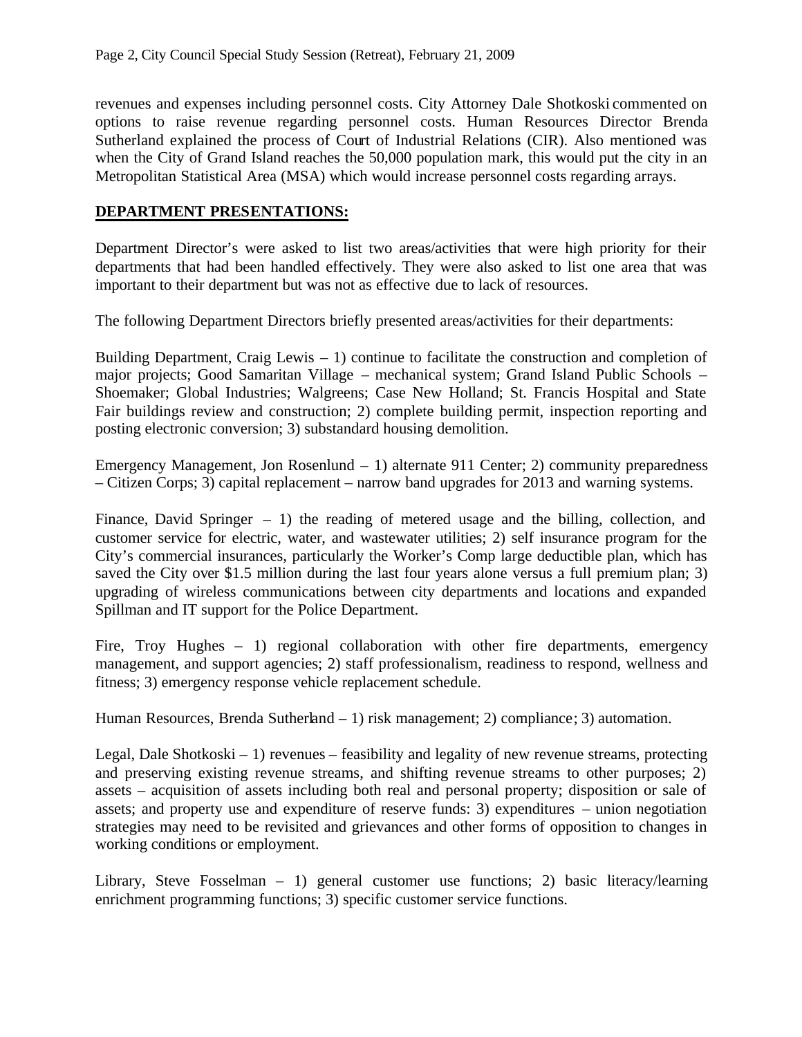revenues and expenses including personnel costs. City Attorney Dale Shotkoski commented on options to raise revenue regarding personnel costs. Human Resources Director Brenda Sutherland explained the process of Court of Industrial Relations (CIR). Also mentioned was when the City of Grand Island reaches the 50,000 population mark, this would put the city in an Metropolitan Statistical Area (MSA) which would increase personnel costs regarding arrays.

**DEPARTMENT PRESENTATIONS:**

Department Director's were asked to list two areas/activities that were high priority for their departments that had been handled effectively. They were also asked to list one area that was important to their department but was not as effective due to lack of resources.

The following Department Directors briefly presented areas/activities for their departments:

Building Department, Craig Lewis – 1) continue to facilitate the construction and completion of major projects; Good Samaritan Village – mechanical system; Grand Island Public Schools – Shoemaker; Global Industries; Walgreens; Case New Holland; St. Francis Hospital and State Fair buildings review and construction; 2) complete building permit, inspection reporting and posting electronic conversion; 3) substandard housing demolition.

Emergency Management, Jon Rosenlund – 1) alternate 911 Center; 2) community preparedness – Citizen Corps; 3) capital replacement – narrow band upgrades for 2013 and warning systems.

Finance, David Springer – 1) the reading of metered usage and the billing, collection, and customer service for electric, water, and wastewater utilities; 2) self insurance program for the City's commercial insurances, particularly the Worker's Comp large deductible plan, which has saved the City over $1.5 million during the last four years alone versus a full premium plan; 3) upgrading of wireless communications between city departments and locations and expanded Spillman and IT support for the Police Department.

Fire, Troy Hughes – 1) regional collaboration with other fire departments, emergency management, and support agencies; 2) staff professionalism, readiness to respond, wellness and fitness; 3) emergency response vehicle replacement schedule.

Human Resources, Brenda Sutherland – 1) risk management; 2) compliance; 3) automation.

Legal, Dale Shotkoski – 1) revenues – feasibility and legality of new revenue streams, protecting and preserving existing revenue streams, and shifting revenue streams to other purposes; 2) assets – acquisition of assets including both real and personal property; disposition or sale of assets; and property use and expenditure of reserve funds: 3) expenditures – union negotiation strategies may need to be revisited and grievances and other forms of opposition to changes in working conditions or employment.

Library, Steve Fosselman – 1) general customer use functions; 2) basic literacy/learning enrichment programming functions; 3) specific customer service functions.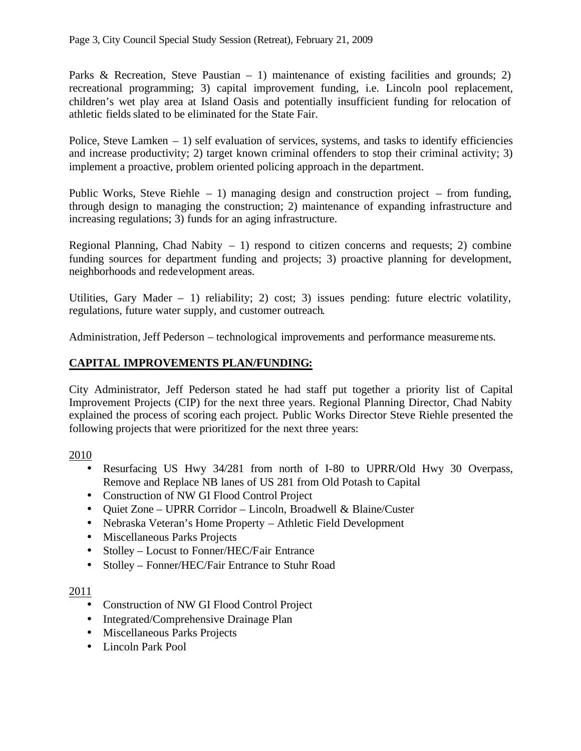Parks & Recreation, Steve Paustian – 1) maintenance of existing facilities and grounds; 2) recreational programming; 3) capital improvement funding, i.e. Lincoln pool replacement, children's wet play area at Island Oasis and potentially insufficient funding for relocation of athletic fields slated to be eliminated for the State Fair.

Police, Steve Lamken – 1) self evaluation of services, systems, and tasks to identify efficiencies and increase productivity; 2) target known criminal offenders to stop their criminal activity; 3) implement a proactive, problem oriented policing approach in the department.

Public Works, Steve Riehle – 1) managing design and construction project – from funding, through design to managing the construction; 2) maintenance of expanding infrastructure and increasing regulations; 3) funds for an aging infrastructure.

Regional Planning, Chad Nabity – 1) respond to citizen concerns and requests; 2) combine funding sources for department funding and projects; 3) proactive planning for development, neighborhoods and redevelopment areas.

Utilities, Gary Mader – 1) reliability; 2) cost; 3) issues pending: future electric volatility, regulations, future water supply, and customer outreach.

Administration, Jeff Pederson – technological improvements and performance measurements.

## CAPITAL IMPROVEMENTS PLAN/FUNDING:

City Administrator, Jeff Pederson stated he had staff put together a priority list of Capital Improvement Projects (CIP) for the next three years. Regional Planning Director, Chad Nabity explained the process of scoring each project. Public Works Director Steve Riehle presented the following projects that were prioritized for the next three years:

2010

- Resurfacing US Hwy 34/281 from north of I-80 to UPRR/Old Hwy 30 Overpass, Remove and Replace NB lanes of US 281 from Old Potash to Capital
- Construction of NW GI Flood Control Project
- Quiet Zone – UPRR Corridor – Lincoln, Broadwell & Blaine/Custer
- Nebraska Veteran's Home Property – Athletic Field Development
- Miscellaneous Parks Projects
- Stolley – Locust to Fonner/HEC/Fair Entrance
- Stolley – Fonner/HEC/Fair Entrance to Stuhr Road

2011

- Construction of NW GI Flood Control Project
- Integrated/Comprehensive Drainage Plan
- Miscellaneous Parks Projects
- Lincoln Park Pool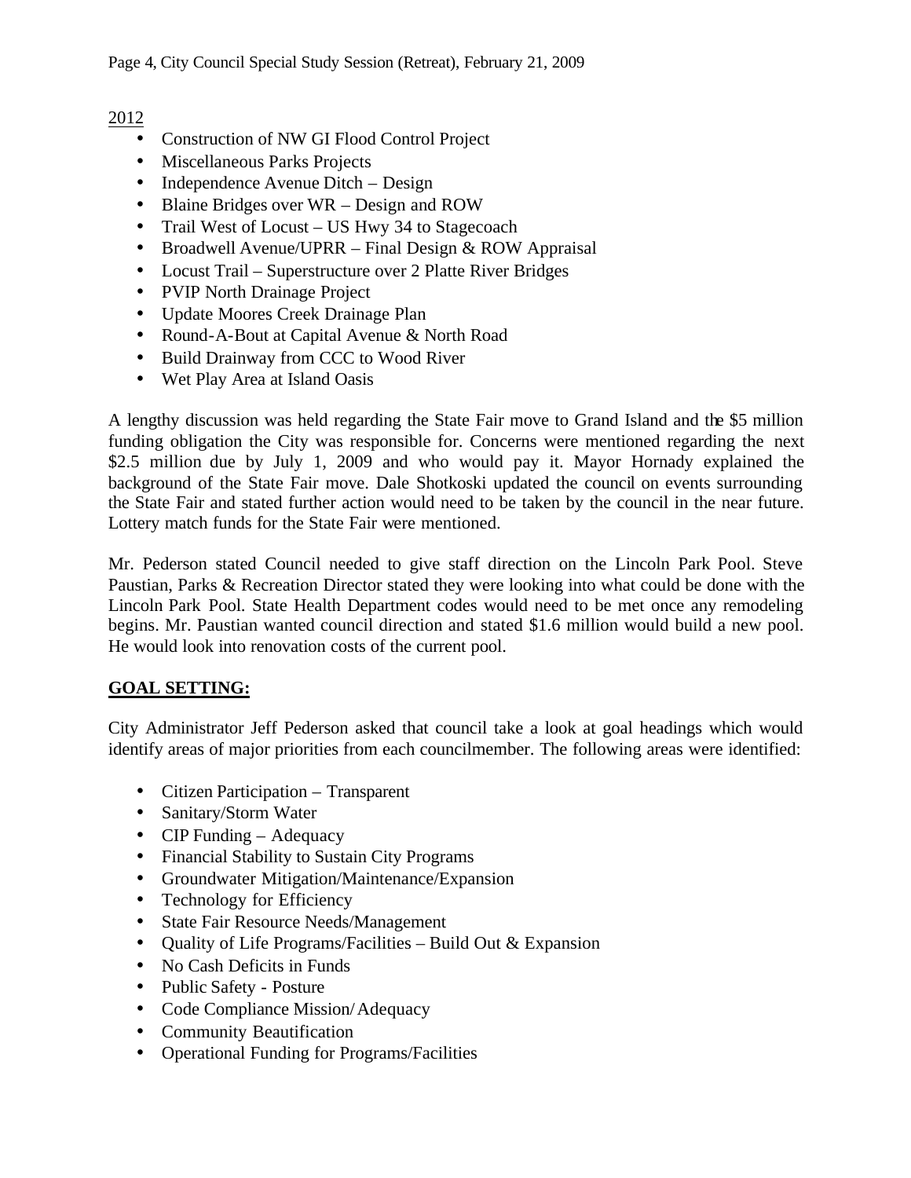2012

- Construction of NW GI Flood Control Project
- Miscellaneous Parks Projects
- Independence Avenue Ditch – Design
- Blaine Bridges over WR – Design and ROW
- Trail West of Locust – US Hwy 34 to Stagecoach
- Broadwell Avenue/UPRR – Final Design & ROW Appraisal
- Locust Trail – Superstructure over 2 Platte River Bridges
- PVIP North Drainage Project
- Update Moores Creek Drainage Plan
- Round-A-Bout at Capital Avenue & North Road
- Build Drainway from CCC to Wood River
- Wet Play Area at Island Oasis

A lengthy discussion was held regarding the State Fair move to Grand Island and the $5 million funding obligation the City was responsible for. Concerns were mentioned regarding the next $2.5 million due by July 1, 2009 and who would pay it. Mayor Hornady explained the background of the State Fair move. Dale Shotkoski updated the council on events surrounding the State Fair and stated further action would need to be taken by the council in the near future. Lottery match funds for the State Fair were mentioned.

Mr. Pederson stated Council needed to give staff direction on the Lincoln Park Pool. Steve Paustian, Parks & Recreation Director stated they were looking into what could be done with the Lincoln Park Pool. State Health Department codes would need to be met once any remodeling begins. Mr. Paustian wanted council direction and stated $1.6 million would build a new pool. He would look into renovation costs of the current pool.

**GOAL SETTING:**

City Administrator Jeff Pederson asked that council take a look at goal headings which would identify areas of major priorities from each councilmember. The following areas were identified:

- Citizen Participation – Transparent
- Sanitary/Storm Water
- CIP Funding – Adequacy
- Financial Stability to Sustain City Programs
- Groundwater Mitigation/Maintenance/Expansion
- Technology for Efficiency
- State Fair Resource Needs/Management
- Quality of Life Programs/Facilities – Build Out & Expansion
- No Cash Deficits in Funds
- Public Safety - Posture
- Code Compliance Mission/ Adequacy
- Community Beautification
- Operational Funding for Programs/Facilities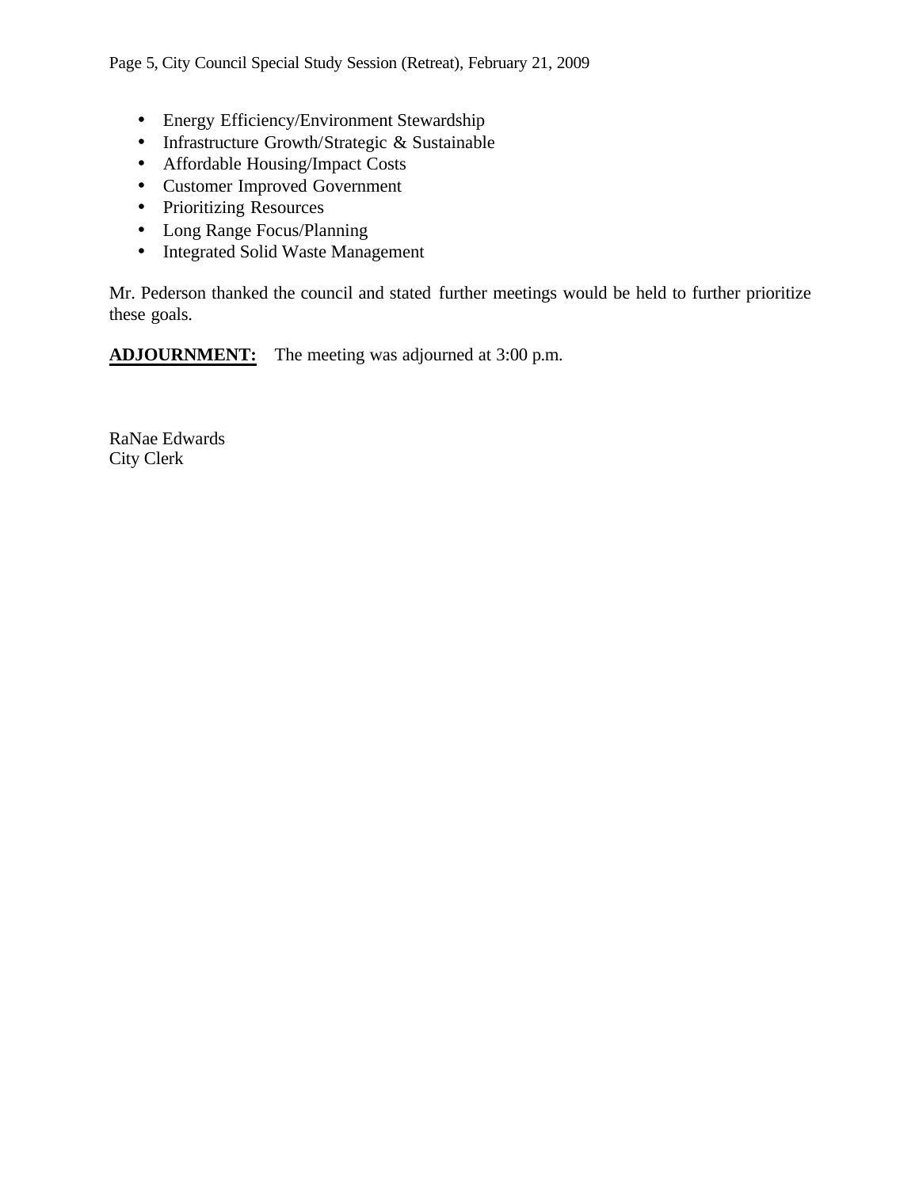- Energy Efficiency/Environment Stewardship
- Infrastructure Growth/Strategic & Sustainable
- Affordable Housing/Impact Costs
- Customer Improved Government
- Prioritizing Resources
- Long Range Focus/Planning
- Integrated Solid Waste Management

Mr. Pederson thanked the council and stated further meetings would be held to further prioritize these goals.

**ADJOURNMENT:** The meeting was adjourned at 3:00 p.m.

RaNae Edwards
City Clerk